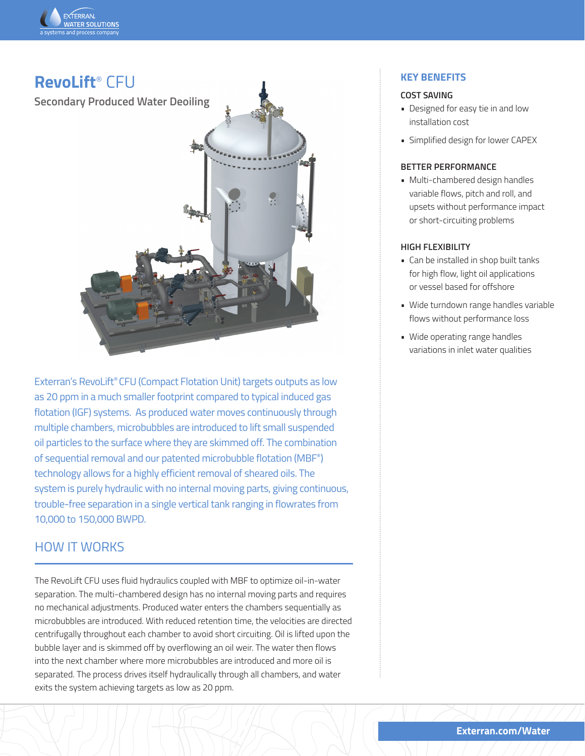# RevoLift® CFU

## Secondary Produced Water Deoiling

Exterran's RevoLift® CFU (Compact Flotation Unit) targets outputs as low as 20 ppm in a much smaller footprint compared to typical induced gas flotation (IGF) systems. As produced water moves continuously through multiple chambers, microbubbles are introduced to lift small suspended oil particles to the surface where they are skimmed off. The combination of sequential removal and our patented microbubble flotation (MBF®) technology allows for a highly efficient removal of sheared oils. The system is purely hydraulic with no internal moving parts, giving continuous, trouble-free separation in a single vertical tank ranging in flowrates from 10,000 to 150,000 BWPD.

## HOW IT WORKS

The RevoLift CFU uses fluid hydraulics coupled with MBF to optimize oil-in-water separation. The multi-chambered design has no internal moving parts and requires no mechanical adjustments. Produced water enters the chambers sequentially as microbubbles are introduced. With reduced retention time, the velocities are directed centrifugally throughout each chamber to avoid short circuiting. Oil is lifted upon the bubble layer and is skimmed off by overflowing an oil weir. The water then flows into the next chamber where more microbubbles are introduced and more oil is separated. The process drives itself hydraulically through all chambers, and water exits the system achieving targets as low as 20 ppm.

## KEY BENEFITS

### COST SAVING

- Designed for easy tie in and low installation cost
- Simplified design for lower CAPEX

### BETTER PERFORMANCE

- Multi-chambered design handles variable flows, pitch and roll, and upsets without performance impact or short-circuiting problems

### HIGH FLEXIBILITY

- Can be installed in shop built tanks for high flow, light oil applications or vessel based for offshore
- Wide turndown range handles variable flows without performance loss
- Wide operating range handles variations in inlet water qualities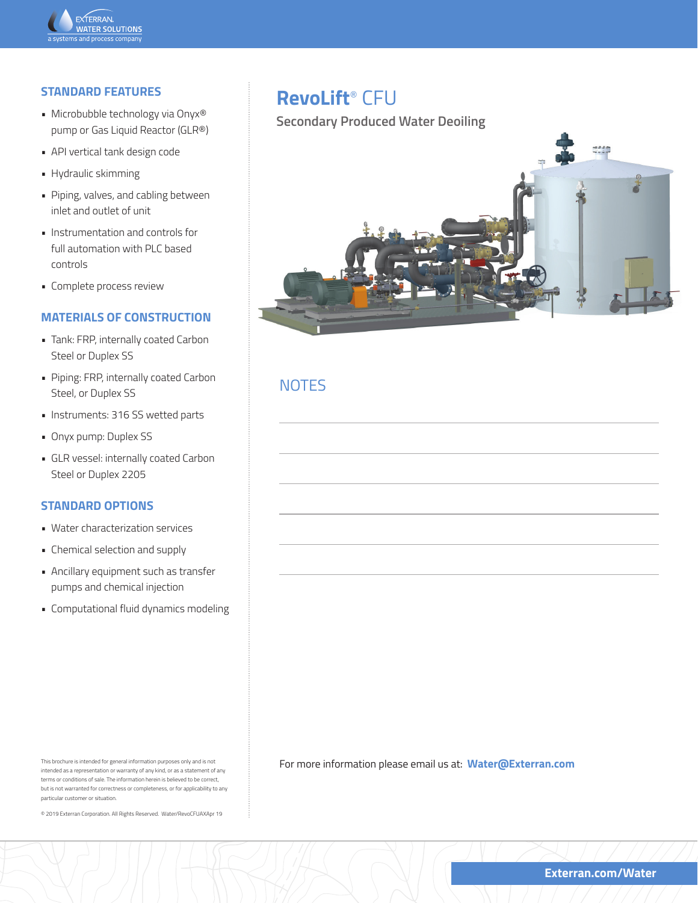## STANDARD FEATURES

- Microbubble technology via Onyx® pump or Gas Liquid Reactor (GLR®)
- API vertical tank design code
- Hydraulic skimming
- Piping, valves, and cabling between inlet and outlet of unit
- Instrumentation and controls for full automation with PLC based controls
- Complete process review

## MATERIALS OF CONSTRUCTION

- Tank: FRP, internally coated Carbon Steel or Duplex SS
- Piping: FRP, internally coated Carbon Steel, or Duplex SS
- Instruments: 316 SS wetted parts
- Onyx pump: Duplex SS
- GLR vessel: internally coated Carbon Steel or Duplex 2205

## STANDARD OPTIONS

- Water characterization services
- Chemical selection and supply
- Ancillary equipment such as transfer pumps and chemical injection
- Computational fluid dynamics modeling

# RevoLift® CFU

### Secondary Produced Water Deoiling

## NOTES

This brochure is intended for general information purposes only and is not intended as a representation or warranty of any kind, or as a statement of any terms or conditions of sale. The information herein is believed to be correct, but is not warranted for correctness or completeness, or for applicability to any particular customer or situation.

© 2019 Exterran Corporation. All Rights Reserved. Water/RevoCFUAXApr 19

For more information please email us at: **Water@Exterran.com**

**Exterran.com/Water**